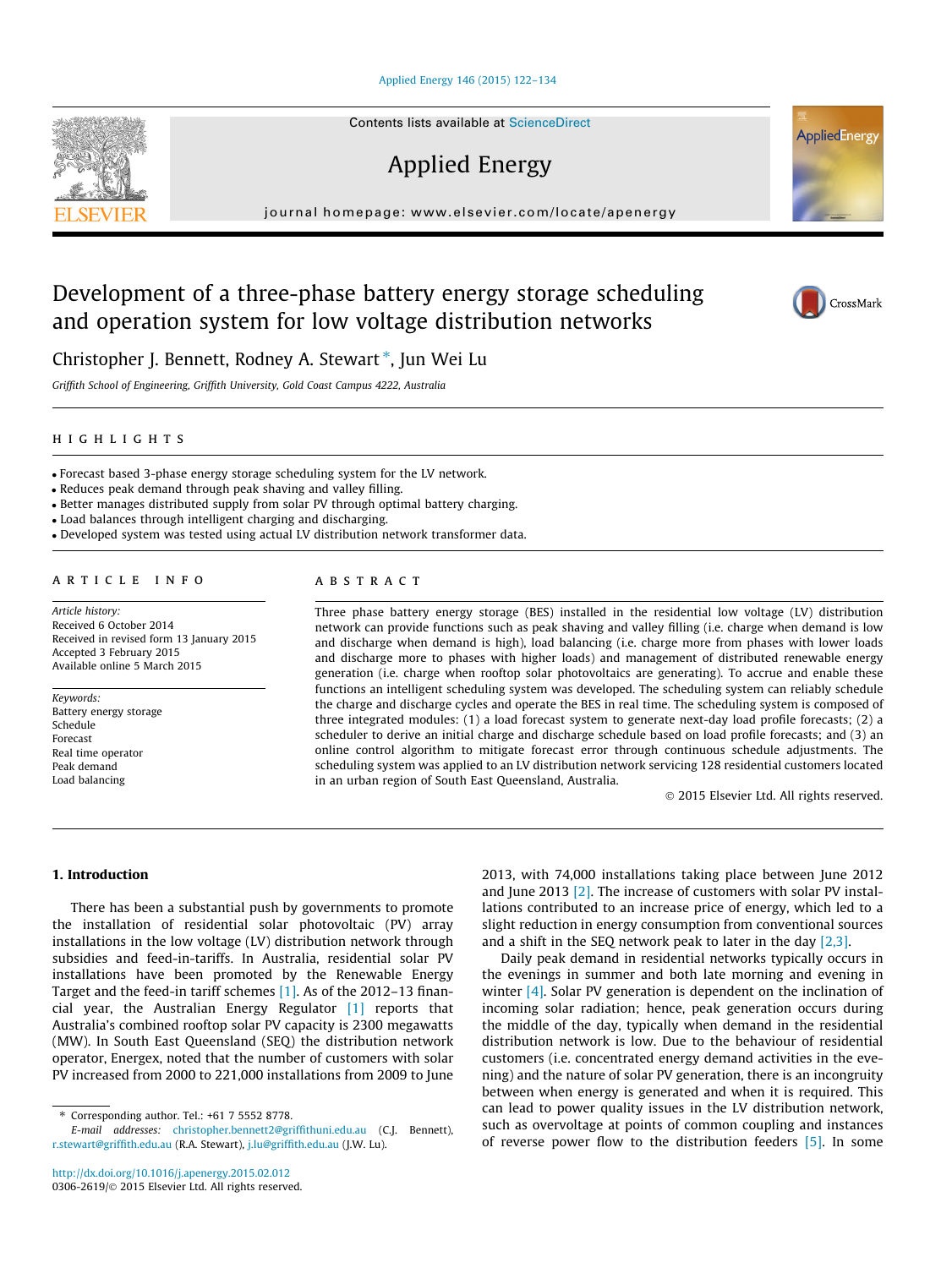# Development of a three-phase battery energy storage scheduling and operation system for low voltage distribution networks

Christopher J. Bennett, Rodney A. Stewart *, Jun Wei Lu

*Griffith School of Engineering, Griffith University, Gold Coast Campus 4222, Australia*

## HIGHLIGHTS

- Forecast based 3-phase energy storage scheduling system for the LV network.
- Reduces peak demand through peak shaving and valley filling.
- Better manages distributed supply from solar PV through optimal battery charging.
- Load balances through intelligent charging and discharging.
- Developed system was tested using actual LV distribution network transformer data.

## ARTICLE INFO

*Article history:*
Received 6 October 2014
Received in revised form 13 January 2015
Accepted 3 February 2015
Available online 5 March 2015

*Keywords:*
Battery energy storage
Schedule
Forecast
Real time operator
Peak demand
Load balancing

## ABSTRACT

Three phase battery energy storage (BES) installed in the residential low voltage (LV) distribution network can provide functions such as peak shaving and valley filling (i.e. charge when demand is low and discharge when demand is high), load balancing (i.e. charge more from phases with lower loads and discharge more to phases with higher loads) and management of distributed renewable energy generation (i.e. charge when rooftop solar photovoltaics are generating). To accrue and enable these functions an intelligent scheduling system was developed. The scheduling system can reliably schedule the charge and discharge cycles and operate the BES in real time. The scheduling system is composed of three integrated modules: (1) a load forecast system to generate next-day load profile forecasts; (2) a scheduler to derive an initial charge and discharge schedule based on load profile forecasts; and (3) an online control algorithm to mitigate forecast error through continuous schedule adjustments. The scheduling system was applied to an LV distribution network servicing 128 residential customers located in an urban region of South East Queensland, Australia.

© 2015 Elsevier Ltd. All rights reserved.

## 1. Introduction

There has been a substantial push by governments to promote the installation of residential solar photovoltaic (PV) array installations in the low voltage (LV) distribution network through subsidies and feed-in-tariffs. In Australia, residential solar PV installations have been promoted by the Renewable Energy Target and the feed-in tariff schemes [1]. As of the 2012–13 financial year, the Australian Energy Regulator [1] reports that Australia's combined rooftop solar PV capacity is 2300 megawatts (MW). In South East Queensland (SEQ) the distribution network operator, Energex, noted that the number of customers with solar PV increased from 2000 to 221,000 installations from 2009 to June 2013, with 74,000 installations taking place between June 2012 and June 2013 [2]. The increase of customers with solar PV installations contributed to an increase price of energy, which led to a slight reduction in energy consumption from conventional sources and a shift in the SEQ network peak to later in the day [2,3].

Daily peak demand in residential networks typically occurs in the evenings in summer and both late morning and evening in winter [4]. Solar PV generation is dependent on the inclination of incoming solar radiation; hence, peak generation occurs during the middle of the day, typically when demand in the residential distribution network is low. Due to the behaviour of residential customers (i.e. concentrated energy demand activities in the evening) and the nature of solar PV generation, there is an incongruity between when energy is generated and when it is required. This can lead to power quality issues in the LV distribution network, such as overvoltage at points of common coupling and instances of reverse power flow to the distribution feeders [5]. In some

* Corresponding author. Tel.: +61 7 5552 8778.
*E-mail addresses:* christopher.bennett2@griffithuni.edu.au (C.J. Bennett), r.stewart@griffith.edu.au (R.A. Stewart), j.lu@griffith.edu.au (J.W. Lu).

http://dx.doi.org/10.1016/j.apenergy.2015.02.012
0306-2619/© 2015 Elsevier Ltd. All rights reserved.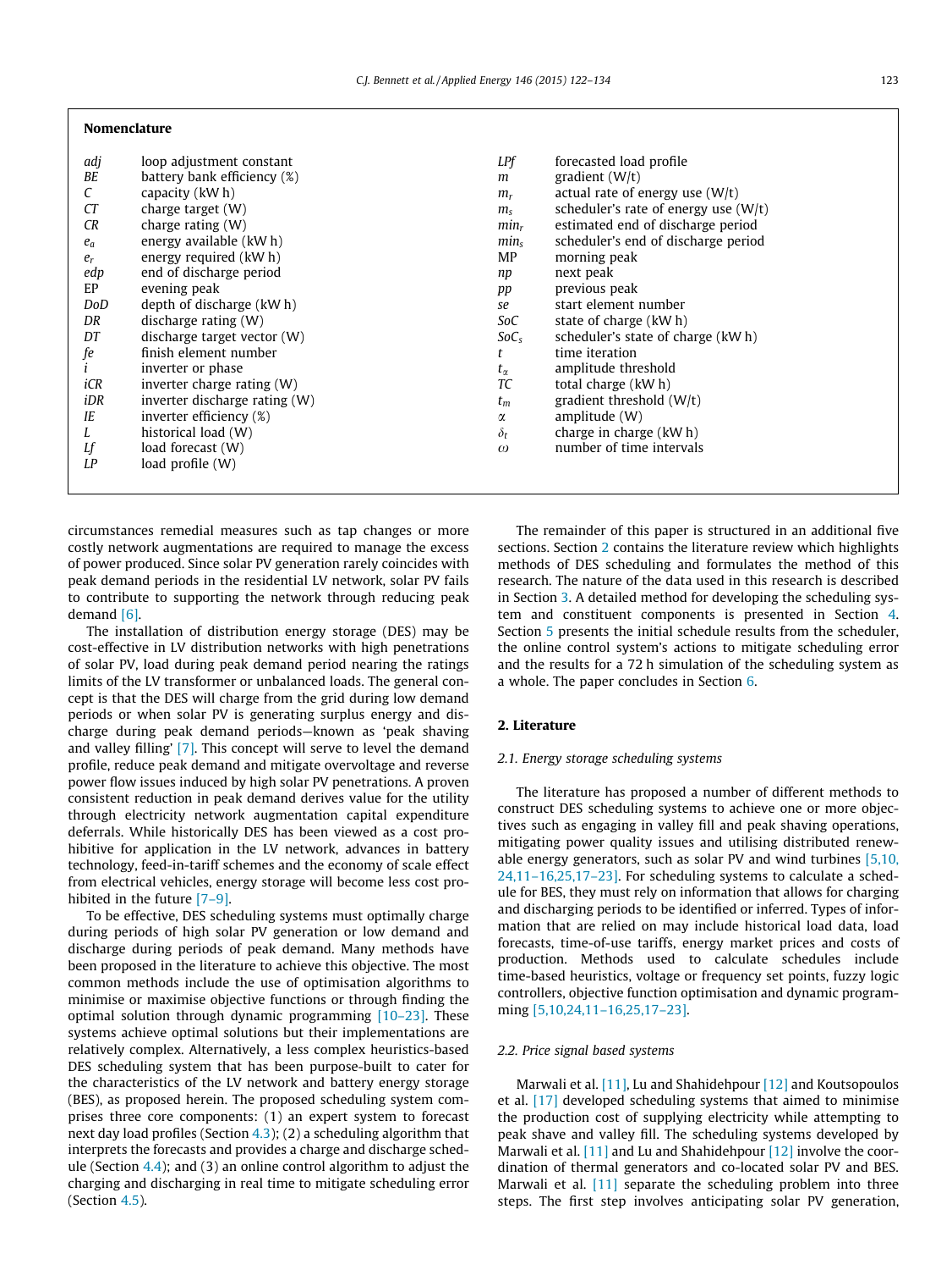## Nomenclature

| | | | |
|---|---|---|---|
| $adj$ | loop adjustment constant | $LPf$ | forecasted load profile |
| $BE$ | battery bank efficiency (%) | $m$ | gradient (W/t) |
| $C$ | capacity (kW h) | $m_r$ | actual rate of energy use (W/t) |
| $CT$ | charge target (W) | $m_s$ | scheduler's rate of energy use (W/t) |
| $CR$ | charge rating (W) | $min_r$ | estimated end of discharge period |
| $e_a$ | energy available (kW h) | $min_s$ | scheduler's end of discharge period |
| $e_r$ | energy required (kW h) | MP | morning peak |
| $edp$ | end of discharge period | $np$ | next peak |
| EP | evening peak | $pp$ | previous peak |
| $DoD$ | depth of discharge (kW h) | $se$ | start element number |
| $DR$ | discharge rating (W) | $SoC$ | state of charge (kW h) |
| $DT$ | discharge target vector (W) | $SoC_s$ | scheduler's state of charge (kW h) |
| $fe$ | finish element number | $t$ | time iteration |
| $i$ | inverter or phase | $t_\alpha$ | amplitude threshold |
| $iCR$ | inverter charge rating (W) | $TC$ | total charge (kW h) |
| $iDR$ | inverter discharge rating (W) | $t_m$ | gradient threshold (W/t) |
| $IE$ | inverter efficiency (%) | $\alpha$ | amplitude (W) |
| $L$ | historical load (W) | $\delta_t$ | charge in charge (kW h) |
| $Lf$ | load forecast (W) | $\omega$ | number of time intervals |
| $LP$ | load profile (W) | | |

circumstances remedial measures such as tap changes or more costly network augmentations are required to manage the excess of power produced. Since solar PV generation rarely coincides with peak demand periods in the residential LV network, solar PV fails to contribute to supporting the network through reducing peak demand [6].

The installation of distribution energy storage (DES) may be cost-effective in LV distribution networks with high penetrations of solar PV, load during peak demand period nearing the ratings limits of the LV transformer or unbalanced loads. The general concept is that the DES will charge from the grid during low demand periods or when solar PV is generating surplus energy and discharge during peak demand periods—known as 'peak shaving and valley filling' [7]. This concept will serve to level the demand profile, reduce peak demand and mitigate overvoltage and reverse power flow issues induced by high solar PV penetrations. A proven consistent reduction in peak demand derives value for the utility through electricity network augmentation capital expenditure deferrals. While historically DES has been viewed as a cost prohibitive for application in the LV network, advances in battery technology, feed-in-tariff schemes and the economy of scale effect from electrical vehicles, energy storage will become less cost prohibited in the future [7–9].

To be effective, DES scheduling systems must optimally charge during periods of high solar PV generation or low demand and discharge during periods of peak demand. Many methods have been proposed in the literature to achieve this objective. The most common methods include the use of optimisation algorithms to minimise or maximise objective functions or through finding the optimal solution through dynamic programming [10–23]. These systems achieve optimal solutions but their implementations are relatively complex. Alternatively, a less complex heuristics-based DES scheduling system that has been purpose-built to cater for the characteristics of the LV network and battery energy storage (BES), as proposed herein. The proposed scheduling system comprises three core components: (1) an expert system to forecast next day load profiles (Section 4.3); (2) a scheduling algorithm that interprets the forecasts and provides a charge and discharge schedule (Section 4.4); and (3) an online control algorithm to adjust the charging and discharging in real time to mitigate scheduling error (Section 4.5).

The remainder of this paper is structured in an additional five sections. Section 2 contains the literature review which highlights methods of DES scheduling and formulates the method of this research. The nature of the data used in this research is described in Section 3. A detailed method for developing the scheduling system and constituent components is presented in Section 4. Section 5 presents the initial schedule results from the scheduler, the online control system's actions to mitigate scheduling error and the results for a 72 h simulation of the scheduling system as a whole. The paper concludes in Section 6.

## 2. Literature

### 2.1. Energy storage scheduling systems

The literature has proposed a number of different methods to construct DES scheduling systems to achieve one or more objectives such as engaging in valley fill and peak shaving operations, mitigating power quality issues and utilising distributed renewable energy generators, such as solar PV and wind turbines [5,10,24,11–16,25,17–23]. For scheduling systems to calculate a schedule for BES, they must rely on information that allows for charging and discharging periods to be identified or inferred. Types of information that are relied on may include historical load data, load forecasts, time-of-use tariffs, energy market prices and costs of production. Methods used to calculate schedules include time-based heuristics, voltage or frequency set points, fuzzy logic controllers, objective function optimisation and dynamic programming [5,10,24,11–16,25,17–23].

### 2.2. Price signal based systems

Marwali et al. [11], Lu and Shahidehpour [12] and Koutsopoulos et al. [17] developed scheduling systems that aimed to minimise the production cost of supplying electricity while attempting to peak shave and valley fill. The scheduling systems developed by Marwali et al. [11] and Lu and Shahidehpour [12] involve the coordination of thermal generators and co-located solar PV and BES. Marwali et al. [11] separate the scheduling problem into three steps. The first step involves anticipating solar PV generation,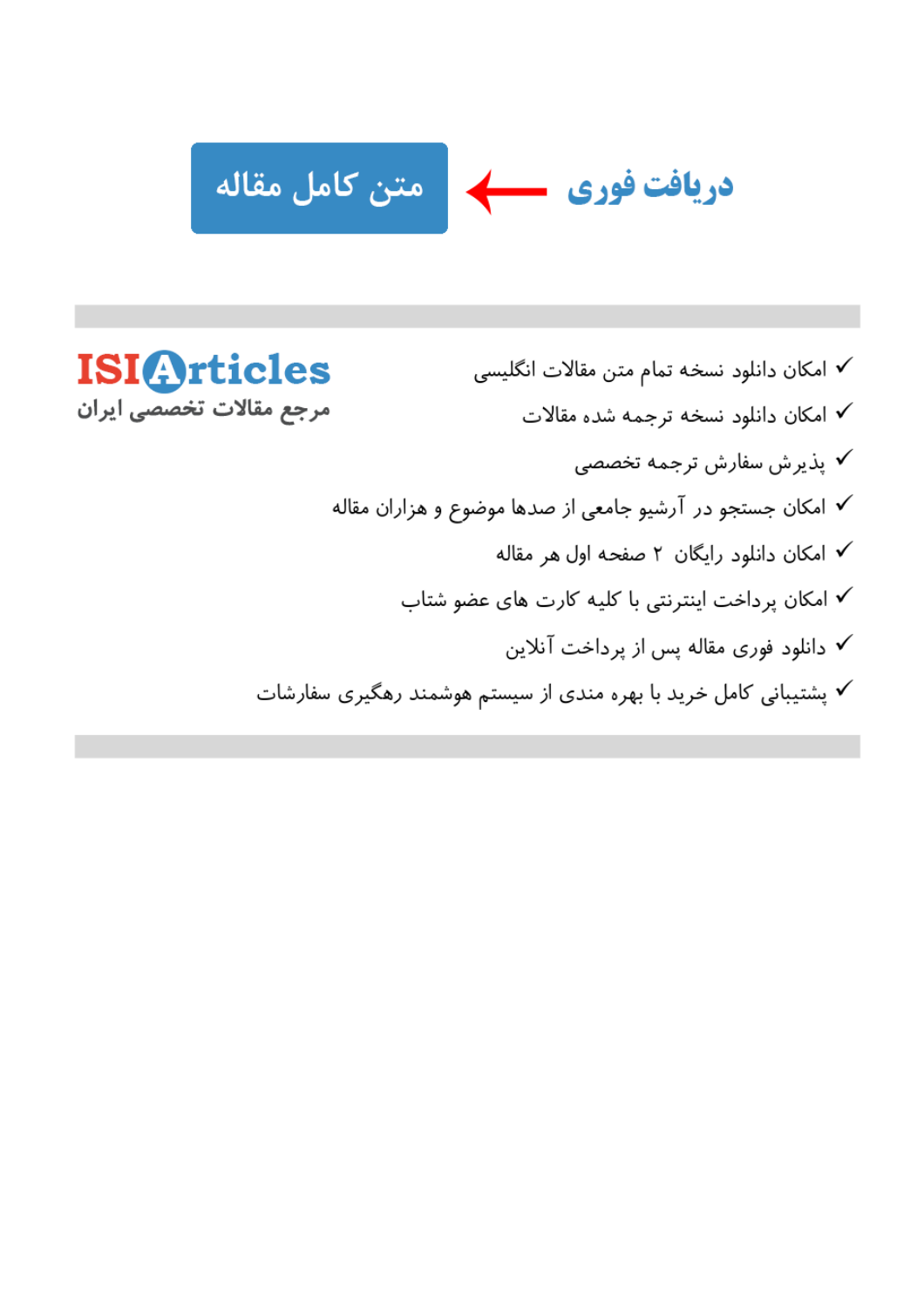دریافت فوری ← **متن کامل مقاله**

**ISIArticles**
مرجع مقالات تخصصی ایران

- ✓ امکان دانلود نسخه تمام متن مقالات انگلیسی
- ✓ امکان دانلود نسخه ترجمه شده مقالات
- ✓ پذیرش سفارش ترجمه تخصصی
- ✓ امکان جستجو در آرشیو جامعی از صدها موضوع و هزاران مقاله
- ✓ امکان دانلود رایگان ۲ صفحه اول هر مقاله
- ✓ امکان پرداخت اینترنتی با کلیه کارت های عضو شتاب
- ✓ دانلود فوری مقاله پس از پرداخت آنلاین
- ✓ پشتیبانی کامل خرید با بهره مندی از سیستم هوشمند رهگیری سفارشات